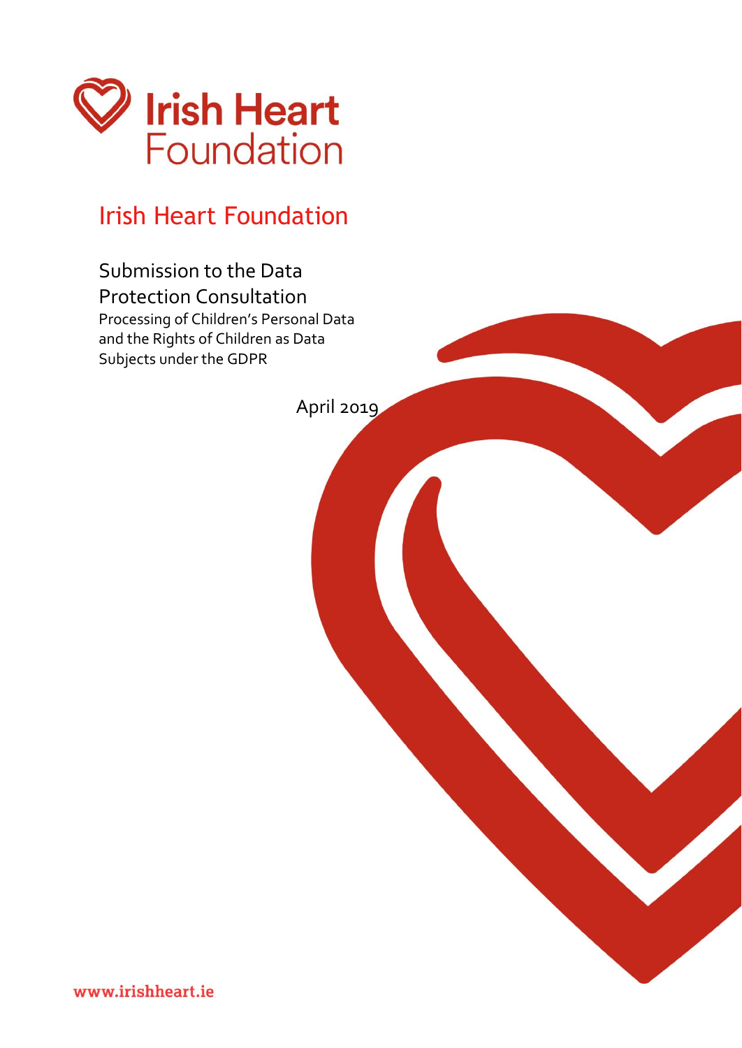Irish Heart Foundation

# Irish Heart Foundation

## Submission to the Data Protection Consultation

Processing of Children's Personal Data and the Rights of Children as Data Subjects under the GDPR

April 2019

www.irishheart.ie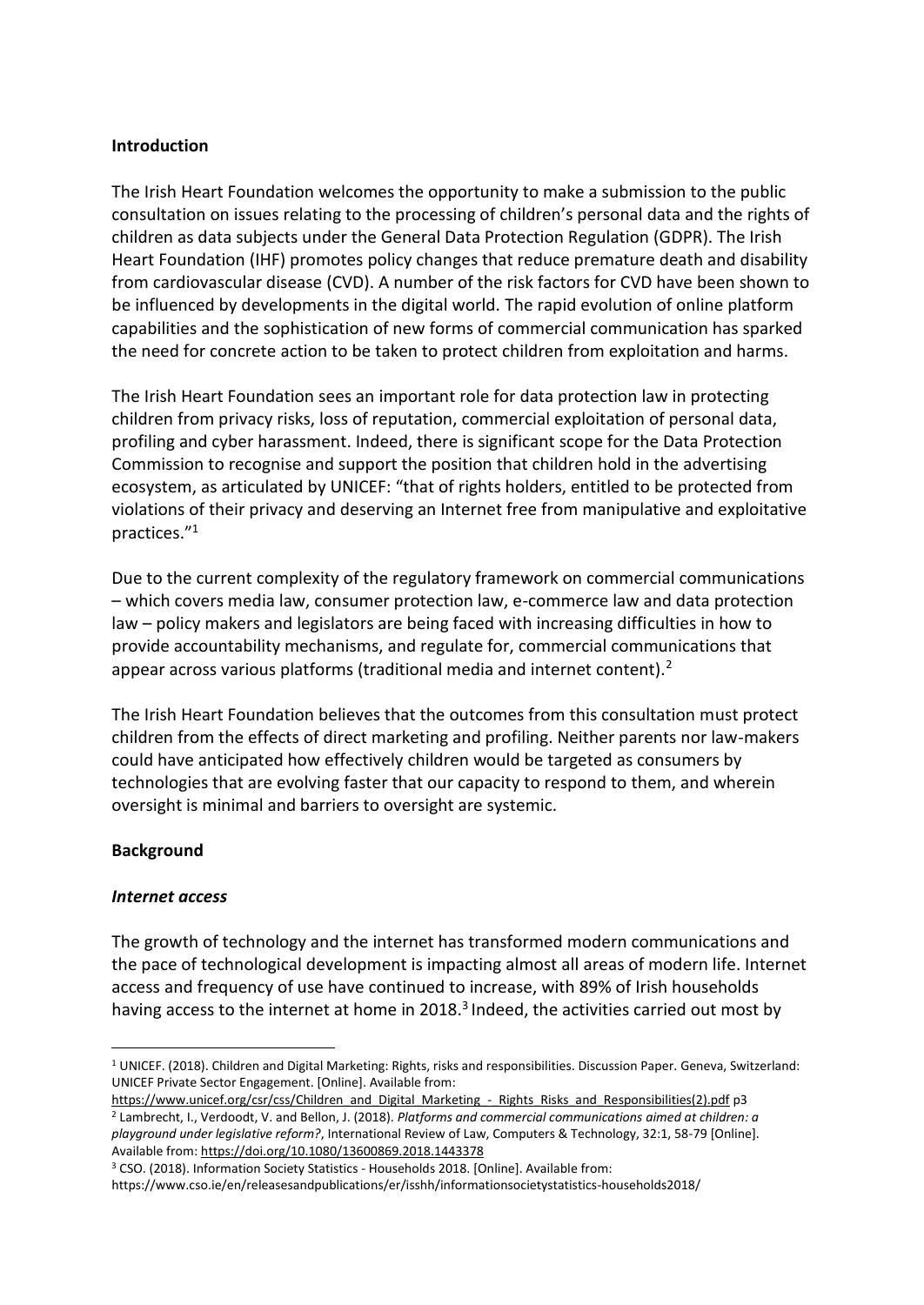**Introduction**

The Irish Heart Foundation welcomes the opportunity to make a submission to the public consultation on issues relating to the processing of children's personal data and the rights of children as data subjects under the General Data Protection Regulation (GDPR). The Irish Heart Foundation (IHF) promotes policy changes that reduce premature death and disability from cardiovascular disease (CVD). A number of the risk factors for CVD have been shown to be influenced by developments in the digital world. The rapid evolution of online platform capabilities and the sophistication of new forms of commercial communication has sparked the need for concrete action to be taken to protect children from exploitation and harms.

The Irish Heart Foundation sees an important role for data protection law in protecting children from privacy risks, loss of reputation, commercial exploitation of personal data, profiling and cyber harassment. Indeed, there is significant scope for the Data Protection Commission to recognise and support the position that children hold in the advertising ecosystem, as articulated by UNICEF: "that of rights holders, entitled to be protected from violations of their privacy and deserving an Internet free from manipulative and exploitative practices."[1]

Due to the current complexity of the regulatory framework on commercial communications – which covers media law, consumer protection law, e-commerce law and data protection law – policy makers and legislators are being faced with increasing difficulties in how to provide accountability mechanisms, and regulate for, commercial communications that appear across various platforms (traditional media and internet content).[2]

The Irish Heart Foundation believes that the outcomes from this consultation must protect children from the effects of direct marketing and profiling. Neither parents nor law-makers could have anticipated how effectively children would be targeted as consumers by technologies that are evolving faster that our capacity to respond to them, and wherein oversight is minimal and barriers to oversight are systemic.

**Background**

***Internet access***

The growth of technology and the internet has transformed modern communications and the pace of technological development is impacting almost all areas of modern life. Internet access and frequency of use have continued to increase, with 89% of Irish households having access to the internet at home in 2018.[3] Indeed, the activities carried out most by

---

[1] UNICEF. (2018). Children and Digital Marketing: Rights, risks and responsibilities. Discussion Paper. Geneva, Switzerland: UNICEF Private Sector Engagement. [Online]. Available from: https://www.unicef.org/csr/css/Children_and_Digital_Marketing_-_Rights_Risks_and_Responsibilities(2).pdf p3

[2] Lambrecht, I., Verdoodt, V. and Bellon, J. (2018). *Platforms and commercial communications aimed at children: a playground under legislative reform?*, International Review of Law, Computers & Technology, 32:1, 58-79 [Online]. Available from: https://doi.org/10.1080/13600869.2018.1443378

[3] CSO. (2018). Information Society Statistics - Households 2018. [Online]. Available from: https://www.cso.ie/en/releasesandpublications/er/isshh/informationsocietystatistics-households2018/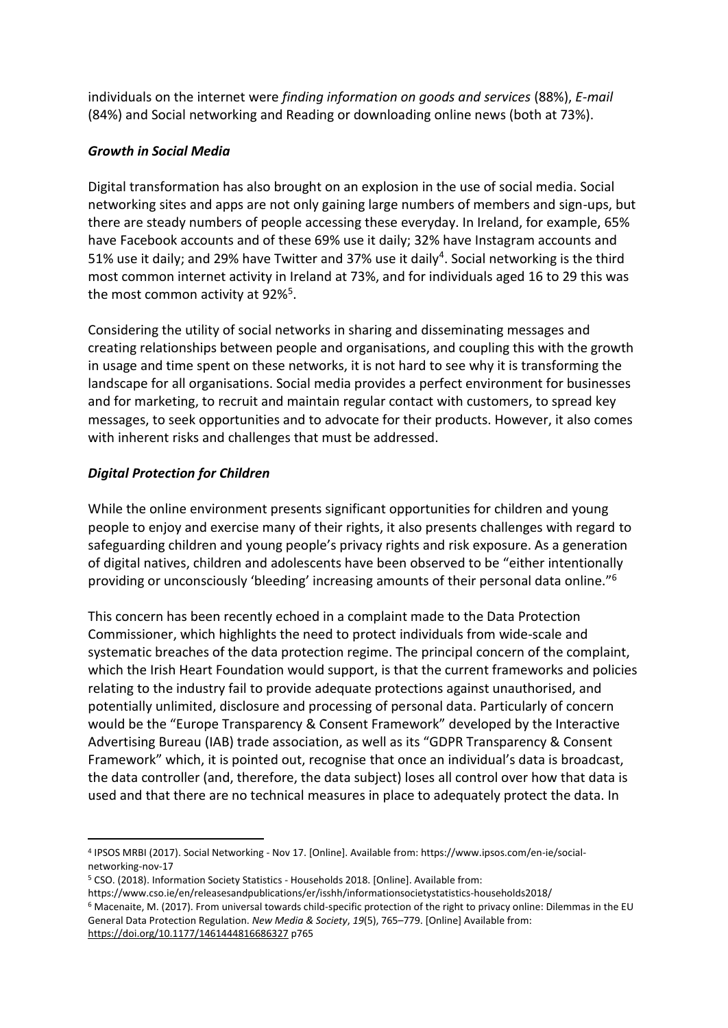individuals on the internet were *finding information on goods and services* (88%), *E-mail* (84%) and Social networking and Reading or downloading online news (both at 73%).

### *Growth in Social Media*

Digital transformation has also brought on an explosion in the use of social media. Social networking sites and apps are not only gaining large numbers of members and sign-ups, but there are steady numbers of people accessing these everyday. In Ireland, for example, 65% have Facebook accounts and of these 69% use it daily; 32% have Instagram accounts and 51% use it daily; and 29% have Twitter and 37% use it daily[4]. Social networking is the third most common internet activity in Ireland at 73%, and for individuals aged 16 to 29 this was the most common activity at 92%[5].

Considering the utility of social networks in sharing and disseminating messages and creating relationships between people and organisations, and coupling this with the growth in usage and time spent on these networks, it is not hard to see why it is transforming the landscape for all organisations. Social media provides a perfect environment for businesses and for marketing, to recruit and maintain regular contact with customers, to spread key messages, to seek opportunities and to advocate for their products. However, it also comes with inherent risks and challenges that must be addressed.

### *Digital Protection for Children*

While the online environment presents significant opportunities for children and young people to enjoy and exercise many of their rights, it also presents challenges with regard to safeguarding children and young people's privacy rights and risk exposure. As a generation of digital natives, children and adolescents have been observed to be "either intentionally providing or unconsciously 'bleeding' increasing amounts of their personal data online."[6]

This concern has been recently echoed in a complaint made to the Data Protection Commissioner, which highlights the need to protect individuals from wide-scale and systematic breaches of the data protection regime. The principal concern of the complaint, which the Irish Heart Foundation would support, is that the current frameworks and policies relating to the industry fail to provide adequate protections against unauthorised, and potentially unlimited, disclosure and processing of personal data. Particularly of concern would be the "Europe Transparency & Consent Framework" developed by the Interactive Advertising Bureau (IAB) trade association, as well as its "GDPR Transparency & Consent Framework" which, it is pointed out, recognise that once an individual's data is broadcast, the data controller (and, therefore, the data subject) loses all control over how that data is used and that there are no technical measures in place to adequately protect the data. In

---

[4] IPSOS MRBI (2017). Social Networking - Nov 17. [Online]. Available from: https://www.ipsos.com/en-ie/social-networking-nov-17

[5] CSO. (2018). Information Society Statistics - Households 2018. [Online]. Available from: https://www.cso.ie/en/releasesandpublications/er/isshh/informationsocietystatistics-households2018/

[6] Macenaite, M. (2017). From universal towards child-specific protection of the right to privacy online: Dilemmas in the EU General Data Protection Regulation. *New Media & Society*, *19*(5), 765–779. [Online] Available from: https://doi.org/10.1177/1461444816686327 p765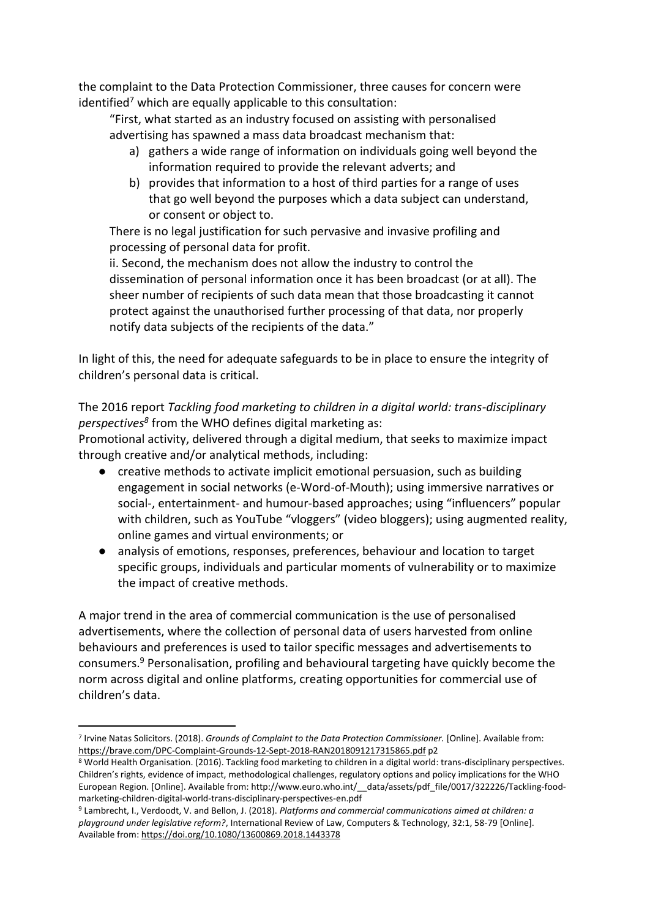the complaint to the Data Protection Commissioner, three causes for concern were identified[7] which are equally applicable to this consultation:

> "First, what started as an industry focused on assisting with personalised advertising has spawned a mass data broadcast mechanism that:
>
> a) gathers a wide range of information on individuals going well beyond the information required to provide the relevant adverts; and
> b) provides that information to a host of third parties for a range of uses that go well beyond the purposes which a data subject can understand, or consent or object to.
>
> There is no legal justification for such pervasive and invasive profiling and processing of personal data for profit.
>
> ii. Second, the mechanism does not allow the industry to control the dissemination of personal information once it has been broadcast (or at all). The sheer number of recipients of such data mean that those broadcasting it cannot protect against the unauthorised further processing of that data, nor properly notify data subjects of the recipients of the data."

In light of this, the need for adequate safeguards to be in place to ensure the integrity of children's personal data is critical.

The 2016 report *Tackling food marketing to children in a digital world: trans-disciplinary perspectives*[8] from the WHO defines digital marketing as:

Promotional activity, delivered through a digital medium, that seeks to maximize impact through creative and/or analytical methods, including:

- creative methods to activate implicit emotional persuasion, such as building engagement in social networks (e-Word-of-Mouth); using immersive narratives or social-, entertainment- and humour-based approaches; using "influencers" popular with children, such as YouTube "vloggers" (video bloggers); using augmented reality, online games and virtual environments; or
- analysis of emotions, responses, preferences, behaviour and location to target specific groups, individuals and particular moments of vulnerability or to maximize the impact of creative methods.

A major trend in the area of commercial communication is the use of personalised advertisements, where the collection of personal data of users harvested from online behaviours and preferences is used to tailor specific messages and advertisements to consumers.[9] Personalisation, profiling and behavioural targeting have quickly become the norm across digital and online platforms, creating opportunities for commercial use of children's data.

---

[7] Irvine Natas Solicitors. (2018). *Grounds of Complaint to the Data Protection Commissioner.* [Online]. Available from: https://brave.com/DPC-Complaint-Grounds-12-Sept-2018-RAN2018091217315865.pdf p2

[8] World Health Organisation. (2016). Tackling food marketing to children in a digital world: trans-disciplinary perspectives. Children's rights, evidence of impact, methodological challenges, regulatory options and policy implications for the WHO European Region. [Online]. Available from: http://www.euro.who.int/__data/assets/pdf_file/0017/322226/Tackling-food-marketing-children-digital-world-trans-disciplinary-perspectives-en.pdf

[9] Lambrecht, I., Verdoodt, V. and Bellon, J. (2018). *Platforms and commercial communications aimed at children: a playground under legislative reform?*, International Review of Law, Computers & Technology, 32:1, 58-79 [Online]. Available from: https://doi.org/10.1080/13600869.2018.1443378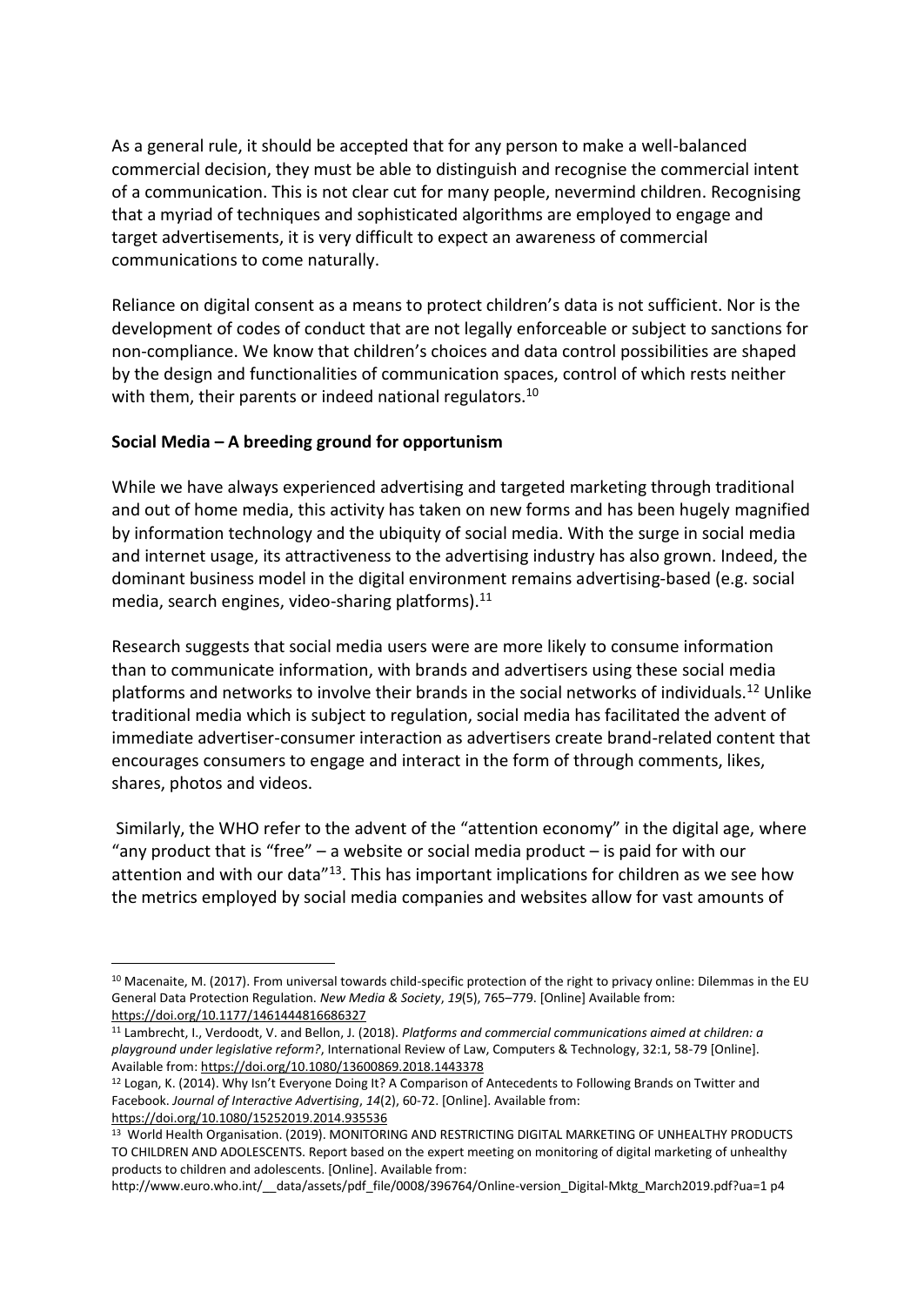As a general rule, it should be accepted that for any person to make a well-balanced commercial decision, they must be able to distinguish and recognise the commercial intent of a communication. This is not clear cut for many people, nevermind children. Recognising that a myriad of techniques and sophisticated algorithms are employed to engage and target advertisements, it is very difficult to expect an awareness of commercial communications to come naturally.

Reliance on digital consent as a means to protect children's data is not sufficient. Nor is the development of codes of conduct that are not legally enforceable or subject to sanctions for non-compliance. We know that children's choices and data control possibilities are shaped by the design and functionalities of communication spaces, control of which rests neither with them, their parents or indeed national regulators.[10]

**Social Media – A breeding ground for opportunism**

While we have always experienced advertising and targeted marketing through traditional and out of home media, this activity has taken on new forms and has been hugely magnified by information technology and the ubiquity of social media. With the surge in social media and internet usage, its attractiveness to the advertising industry has also grown. Indeed, the dominant business model in the digital environment remains advertising-based (e.g. social media, search engines, video-sharing platforms).[11]

Research suggests that social media users were are more likely to consume information than to communicate information, with brands and advertisers using these social media platforms and networks to involve their brands in the social networks of individuals.[12] Unlike traditional media which is subject to regulation, social media has facilitated the advent of immediate advertiser-consumer interaction as advertisers create brand-related content that encourages consumers to engage and interact in the form of through comments, likes, shares, photos and videos.

Similarly, the WHO refer to the advent of the "attention economy" in the digital age, where "any product that is "free" – a website or social media product – is paid for with our attention and with our data"[13]. This has important implications for children as we see how the metrics employed by social media companies and websites allow for vast amounts of

---

[10] Macenaite, M. (2017). From universal towards child-specific protection of the right to privacy online: Dilemmas in the EU General Data Protection Regulation. *New Media & Society*, *19*(5), 765–779. [Online] Available from: https://doi.org/10.1177/1461444816686327

[11] Lambrecht, I., Verdoodt, V. and Bellon, J. (2018). *Platforms and commercial communications aimed at children: a playground under legislative reform?*, International Review of Law, Computers & Technology, 32:1, 58-79 [Online]. Available from: https://doi.org/10.1080/13600869.2018.1443378

[12] Logan, K. (2014). Why Isn't Everyone Doing It? A Comparison of Antecedents to Following Brands on Twitter and Facebook. *Journal of Interactive Advertising*, *14*(2), 60-72. [Online]. Available from: https://doi.org/10.1080/15252019.2014.935536

[13] World Health Organisation. (2019). MONITORING AND RESTRICTING DIGITAL MARKETING OF UNHEALTHY PRODUCTS TO CHILDREN AND ADOLESCENTS. Report based on the expert meeting on monitoring of digital marketing of unhealthy products to children and adolescents. [Online]. Available from: http://www.euro.who.int/__data/assets/pdf_file/0008/396764/Online-version_Digital-Mktg_March2019.pdf?ua=1 p4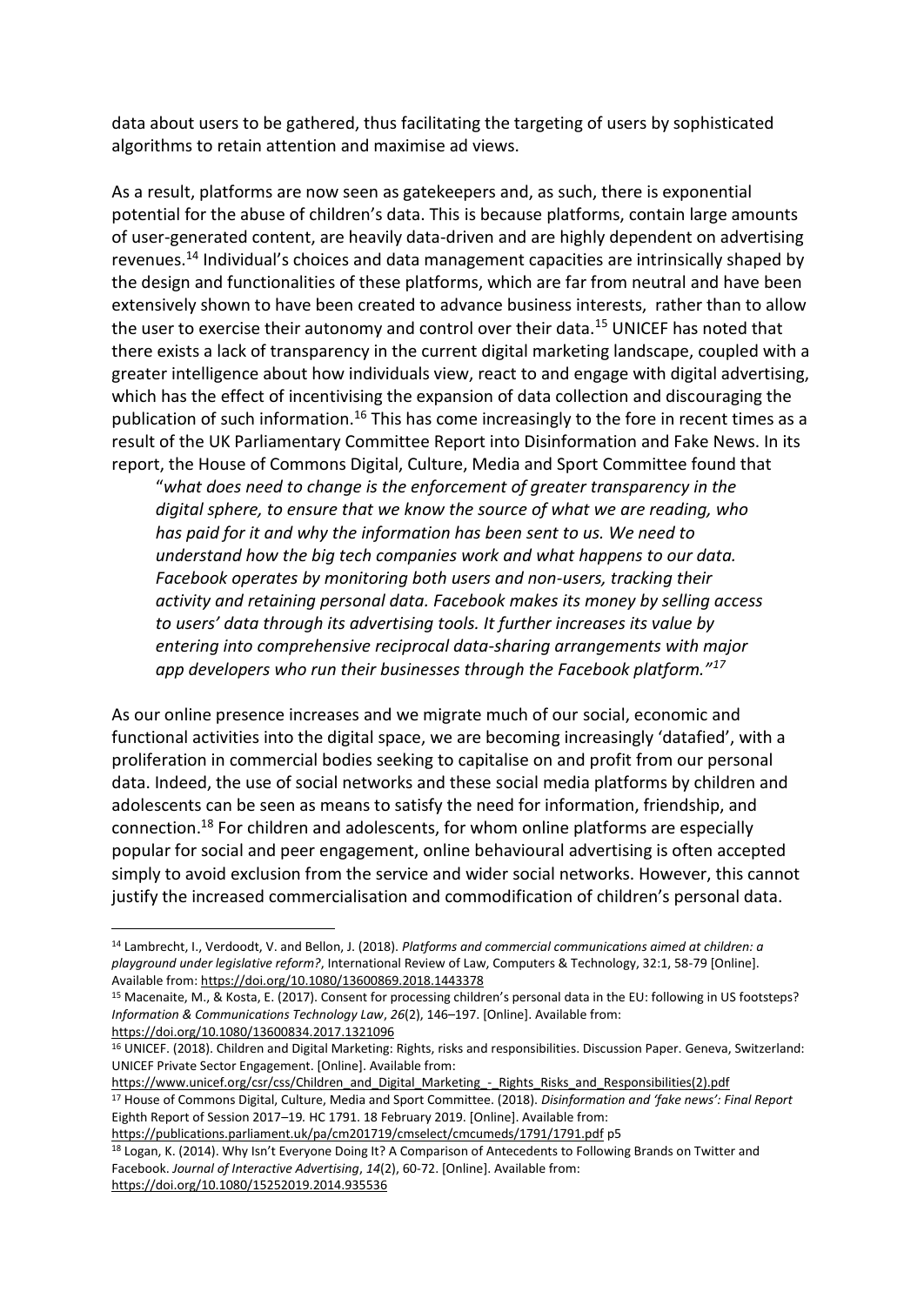data about users to be gathered, thus facilitating the targeting of users by sophisticated algorithms to retain attention and maximise ad views.

As a result, platforms are now seen as gatekeepers and, as such, there is exponential potential for the abuse of children's data. This is because platforms, contain large amounts of user-generated content, are heavily data-driven and are highly dependent on advertising revenues.[14] Individual's choices and data management capacities are intrinsically shaped by the design and functionalities of these platforms, which are far from neutral and have been extensively shown to have been created to advance business interests, rather than to allow the user to exercise their autonomy and control over their data.[15] UNICEF has noted that there exists a lack of transparency in the current digital marketing landscape, coupled with a greater intelligence about how individuals view, react to and engage with digital advertising, which has the effect of incentivising the expansion of data collection and discouraging the publication of such information.[16] This has come increasingly to the fore in recent times as a result of the UK Parliamentary Committee Report into Disinformation and Fake News. In its report, the House of Commons Digital, Culture, Media and Sport Committee found that

> "*what does need to change is the enforcement of greater transparency in the digital sphere, to ensure that we know the source of what we are reading, who has paid for it and why the information has been sent to us. We need to understand how the big tech companies work and what happens to our data. Facebook operates by monitoring both users and non-users, tracking their activity and retaining personal data. Facebook makes its money by selling access to users' data through its advertising tools. It further increases its value by entering into comprehensive reciprocal data-sharing arrangements with major app developers who run their businesses through the Facebook platform.*"[17]

As our online presence increases and we migrate much of our social, economic and functional activities into the digital space, we are becoming increasingly 'datafied', with a proliferation in commercial bodies seeking to capitalise on and profit from our personal data. Indeed, the use of social networks and these social media platforms by children and adolescents can be seen as means to satisfy the need for information, friendship, and connection.[18] For children and adolescents, for whom online platforms are especially popular for social and peer engagement, online behavioural advertising is often accepted simply to avoid exclusion from the service and wider social networks. However, this cannot justify the increased commercialisation and commodification of children's personal data.

---

[14] Lambrecht, I., Verdoodt, V. and Bellon, J. (2018). *Platforms and commercial communications aimed at children: a playground under legislative reform?*, International Review of Law, Computers & Technology, 32:1, 58-79 [Online]. Available from: https://doi.org/10.1080/13600869.2018.1443378

[15] Macenaite, M., & Kosta, E. (2017). Consent for processing children's personal data in the EU: following in US footsteps? *Information & Communications Technology Law*, *26*(2), 146–197. [Online]. Available from: https://doi.org/10.1080/13600834.2017.1321096

[16] UNICEF. (2018). Children and Digital Marketing: Rights, risks and responsibilities. Discussion Paper. Geneva, Switzerland: UNICEF Private Sector Engagement. [Online]. Available from: https://www.unicef.org/csr/css/Children_and_Digital_Marketing_-_Rights_Risks_and_Responsibilities(2).pdf

[17] House of Commons Digital, Culture, Media and Sport Committee. (2018). *Disinformation and 'fake news': Final Report* Eighth Report of Session 2017–19. HC 1791. 18 February 2019. [Online]. Available from: https://publications.parliament.uk/pa/cm201719/cmselect/cmcumeds/1791/1791.pdf p5

[18] Logan, K. (2014). Why Isn't Everyone Doing It? A Comparison of Antecedents to Following Brands on Twitter and Facebook. *Journal of Interactive Advertising*, *14*(2), 60-72. [Online]. Available from: https://doi.org/10.1080/15252019.2014.935536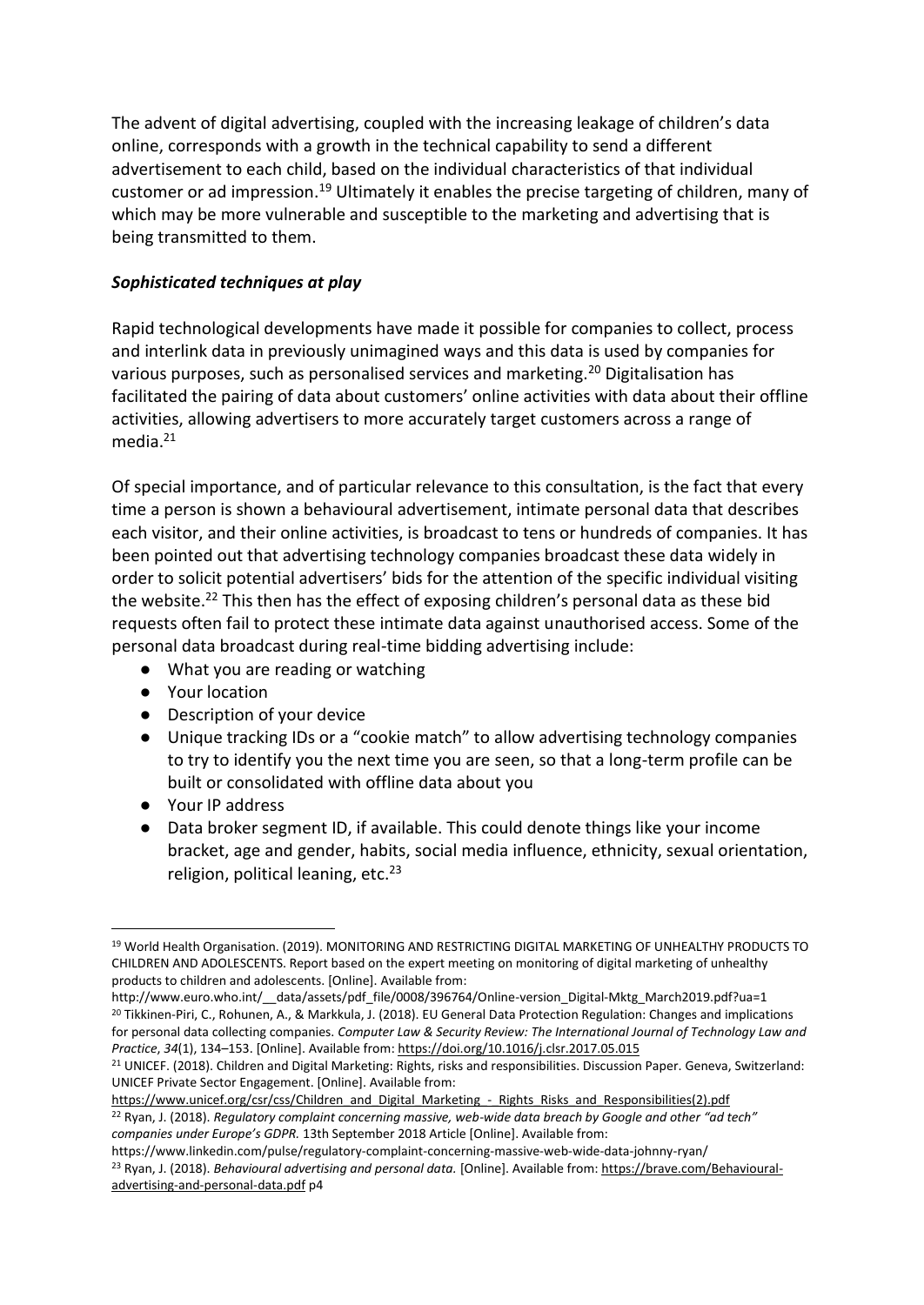The advent of digital advertising, coupled with the increasing leakage of children's data online, corresponds with a growth in the technical capability to send a different advertisement to each child, based on the individual characteristics of that individual customer or ad impression.[19] Ultimately it enables the precise targeting of children, many of which may be more vulnerable and susceptible to the marketing and advertising that is being transmitted to them.

### *Sophisticated techniques at play*

Rapid technological developments have made it possible for companies to collect, process and interlink data in previously unimagined ways and this data is used by companies for various purposes, such as personalised services and marketing.[20] Digitalisation has facilitated the pairing of data about customers' online activities with data about their offline activities, allowing advertisers to more accurately target customers across a range of media.[21]

Of special importance, and of particular relevance to this consultation, is the fact that every time a person is shown a behavioural advertisement, intimate personal data that describes each visitor, and their online activities, is broadcast to tens or hundreds of companies. It has been pointed out that advertising technology companies broadcast these data widely in order to solicit potential advertisers' bids for the attention of the specific individual visiting the website.[22] This then has the effect of exposing children's personal data as these bid requests often fail to protect these intimate data against unauthorised access. Some of the personal data broadcast during real-time bidding advertising include:

- What you are reading or watching
- Your location
- Description of your device
- Unique tracking IDs or a "cookie match" to allow advertising technology companies to try to identify you the next time you are seen, so that a long-term profile can be built or consolidated with offline data about you
- Your IP address
- Data broker segment ID, if available. This could denote things like your income bracket, age and gender, habits, social media influence, ethnicity, sexual orientation, religion, political leaning, etc.[23]

---

[19] World Health Organisation. (2019). MONITORING AND RESTRICTING DIGITAL MARKETING OF UNHEALTHY PRODUCTS TO CHILDREN AND ADOLESCENTS. Report based on the expert meeting on monitoring of digital marketing of unhealthy products to children and adolescents. [Online]. Available from: http://www.euro.who.int/__data/assets/pdf_file/0008/396764/Online-version_Digital-Mktg_March2019.pdf?ua=1

[20] Tikkinen-Piri, C., Rohunen, A., & Markkula, J. (2018). EU General Data Protection Regulation: Changes and implications for personal data collecting companies. *Computer Law & Security Review: The International Journal of Technology Law and Practice*, *34*(1), 134–153. [Online]. Available from: https://doi.org/10.1016/j.clsr.2017.05.015

[21] UNICEF. (2018). Children and Digital Marketing: Rights, risks and responsibilities. Discussion Paper. Geneva, Switzerland: UNICEF Private Sector Engagement. [Online]. Available from: https://www.unicef.org/csr/css/Children_and_Digital_Marketing_-_Rights_Risks_and_Responsibilities(2).pdf

[22] Ryan, J. (2018). *Regulatory complaint concerning massive, web-wide data breach by Google and other "ad tech" companies under Europe's GDPR.* 13th September 2018 Article [Online]. Available from: https://www.linkedin.com/pulse/regulatory-complaint-concerning-massive-web-wide-data-johnny-ryan/

[23] Ryan, J. (2018). *Behavioural advertising and personal data.* [Online]. Available from: https://brave.com/Behavioural-advertising-and-personal-data.pdf p4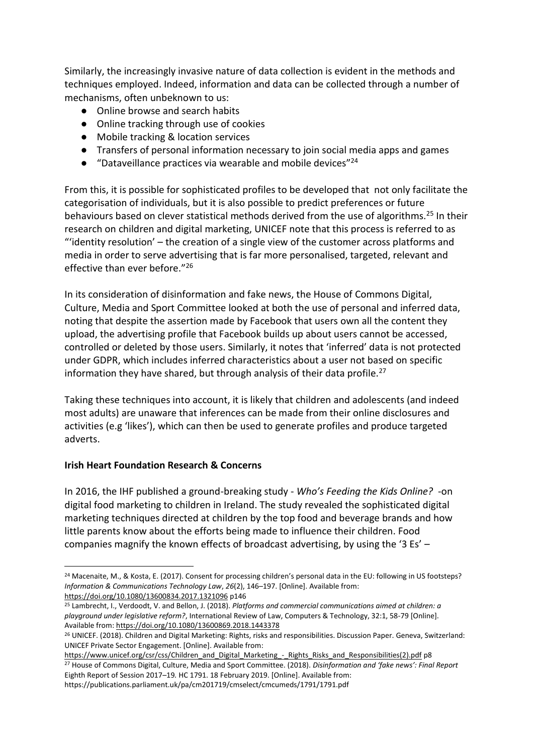Similarly, the increasingly invasive nature of data collection is evident in the methods and techniques employed. Indeed, information and data can be collected through a number of mechanisms, often unbeknown to us:

- Online browse and search habits
- Online tracking through use of cookies
- Mobile tracking & location services
- Transfers of personal information necessary to join social media apps and games
- "Dataveillance practices via wearable and mobile devices"[24]

From this, it is possible for sophisticated profiles to be developed that not only facilitate the categorisation of individuals, but it is also possible to predict preferences or future behaviours based on clever statistical methods derived from the use of algorithms.[25] In their research on children and digital marketing, UNICEF note that this process is referred to as "'identity resolution' – the creation of a single view of the customer across platforms and media in order to serve advertising that is far more personalised, targeted, relevant and effective than ever before."[26]

In its consideration of disinformation and fake news, the House of Commons Digital, Culture, Media and Sport Committee looked at both the use of personal and inferred data, noting that despite the assertion made by Facebook that users own all the content they upload, the advertising profile that Facebook builds up about users cannot be accessed, controlled or deleted by those users. Similarly, it notes that 'inferred' data is not protected under GDPR, which includes inferred characteristics about a user not based on specific information they have shared, but through analysis of their data profile.[27]

Taking these techniques into account, it is likely that children and adolescents (and indeed most adults) are unaware that inferences can be made from their online disclosures and activities (e.g 'likes'), which can then be used to generate profiles and produce targeted adverts.

**Irish Heart Foundation Research & Concerns**

In 2016, the IHF published a ground-breaking study - *Who's Feeding the Kids Online?* -on digital food marketing to children in Ireland. The study revealed the sophisticated digital marketing techniques directed at children by the top food and beverage brands and how little parents know about the efforts being made to influence their children. Food companies magnify the known effects of broadcast advertising, by using the '3 Es' –

---

[24] Macenaite, M., & Kosta, E. (2017). Consent for processing children's personal data in the EU: following in US footsteps? *Information & Communications Technology Law*, *26*(2), 146–197. [Online]. Available from: https://doi.org/10.1080/13600834.2017.1321096 p146

[25] Lambrecht, I., Verdoodt, V. and Bellon, J. (2018). *Platforms and commercial communications aimed at children: a playground under legislative reform?*, International Review of Law, Computers & Technology, 32:1, 58-79 [Online]. Available from: https://doi.org/10.1080/13600869.2018.1443378

[26] UNICEF. (2018). Children and Digital Marketing: Rights, risks and responsibilities. Discussion Paper. Geneva, Switzerland: UNICEF Private Sector Engagement. [Online]. Available from: https://www.unicef.org/csr/css/Children_and_Digital_Marketing_-_Rights_Risks_and_Responsibilities(2).pdf p8

[27] House of Commons Digital, Culture, Media and Sport Committee. (2018). *Disinformation and 'fake news': Final Report* Eighth Report of Session 2017–19. HC 1791. 18 February 2019. [Online]. Available from: https://publications.parliament.uk/pa/cm201719/cmselect/cmcumeds/1791/1791.pdf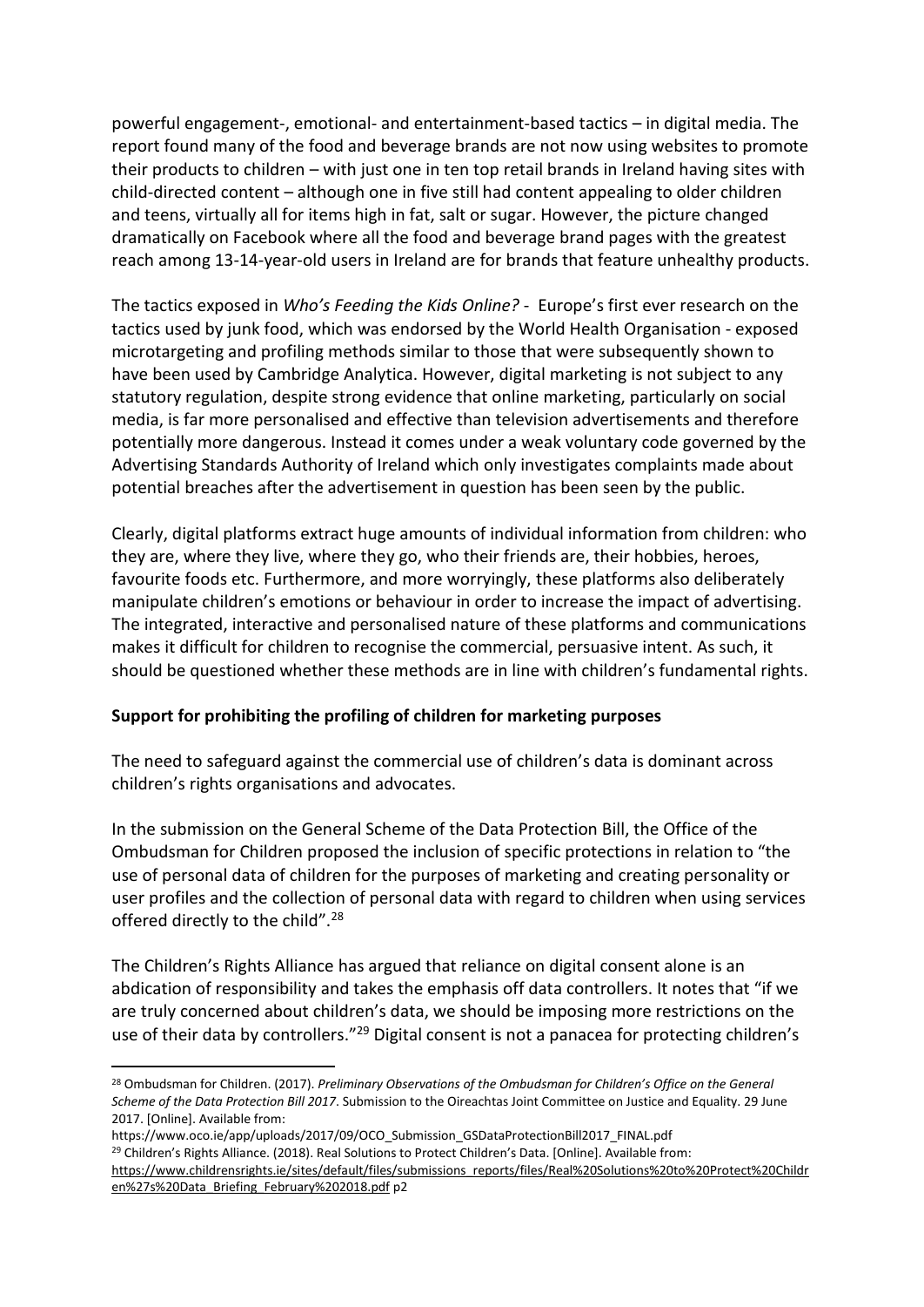powerful engagement-, emotional- and entertainment-based tactics – in digital media. The report found many of the food and beverage brands are not now using websites to promote their products to children – with just one in ten top retail brands in Ireland having sites with child-directed content – although one in five still had content appealing to older children and teens, virtually all for items high in fat, salt or sugar. However, the picture changed dramatically on Facebook where all the food and beverage brand pages with the greatest reach among 13-14-year-old users in Ireland are for brands that feature unhealthy products.

The tactics exposed in *Who's Feeding the Kids Online?* - Europe's first ever research on the tactics used by junk food, which was endorsed by the World Health Organisation - exposed microtargeting and profiling methods similar to those that were subsequently shown to have been used by Cambridge Analytica. However, digital marketing is not subject to any statutory regulation, despite strong evidence that online marketing, particularly on social media, is far more personalised and effective than television advertisements and therefore potentially more dangerous. Instead it comes under a weak voluntary code governed by the Advertising Standards Authority of Ireland which only investigates complaints made about potential breaches after the advertisement in question has been seen by the public.

Clearly, digital platforms extract huge amounts of individual information from children: who they are, where they live, where they go, who their friends are, their hobbies, heroes, favourite foods etc. Furthermore, and more worryingly, these platforms also deliberately manipulate children's emotions or behaviour in order to increase the impact of advertising. The integrated, interactive and personalised nature of these platforms and communications makes it difficult for children to recognise the commercial, persuasive intent. As such, it should be questioned whether these methods are in line with children's fundamental rights.

**Support for prohibiting the profiling of children for marketing purposes**

The need to safeguard against the commercial use of children's data is dominant across children's rights organisations and advocates.

In the submission on the General Scheme of the Data Protection Bill, the Office of the Ombudsman for Children proposed the inclusion of specific protections in relation to "the use of personal data of children for the purposes of marketing and creating personality or user profiles and the collection of personal data with regard to children when using services offered directly to the child".[28]

The Children's Rights Alliance has argued that reliance on digital consent alone is an abdication of responsibility and takes the emphasis off data controllers. It notes that "if we are truly concerned about children's data, we should be imposing more restrictions on the use of their data by controllers."[29] Digital consent is not a panacea for protecting children's

---

[28] Ombudsman for Children. (2017). *Preliminary Observations of the Ombudsman for Children's Office on the General Scheme of the Data Protection Bill 2017*. Submission to the Oireachtas Joint Committee on Justice and Equality. 29 June 2017. [Online]. Available from: https://www.oco.ie/app/uploads/2017/09/OCO_Submission_GSDataProtectionBill2017_FINAL.pdf

[29] Children's Rights Alliance. (2018). Real Solutions to Protect Children's Data. [Online]. Available from: https://www.childrensrights.ie/sites/default/files/submissions_reports/files/Real%20Solutions%20to%20Protect%20Children%27s%20Data_Briefing_February%202018.pdf p2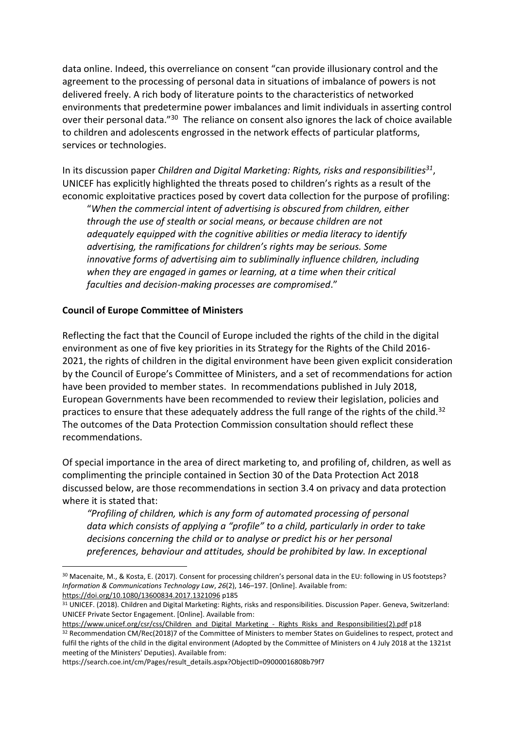data online. Indeed, this overreliance on consent "can provide illusionary control and the agreement to the processing of personal data in situations of imbalance of powers is not delivered freely. A rich body of literature points to the characteristics of networked environments that predetermine power imbalances and limit individuals in asserting control over their personal data."[30] The reliance on consent also ignores the lack of choice available to children and adolescents engrossed in the network effects of particular platforms, services or technologies.

In its discussion paper *Children and Digital Marketing: Rights, risks and responsibilities*[31], UNICEF has explicitly highlighted the threats posed to children's rights as a result of the economic exploitative practices posed by covert data collection for the purpose of profiling:

> "*When the commercial intent of advertising is obscured from children, either through the use of stealth or social means, or because children are not adequately equipped with the cognitive abilities or media literacy to identify advertising, the ramifications for children's rights may be serious. Some innovative forms of advertising aim to subliminally influence children, including when they are engaged in games or learning, at a time when their critical faculties and decision-making processes are compromised*."

**Council of Europe Committee of Ministers**

Reflecting the fact that the Council of Europe included the rights of the child in the digital environment as one of five key priorities in its Strategy for the Rights of the Child 2016-2021, the rights of children in the digital environment have been given explicit consideration by the Council of Europe's Committee of Ministers, and a set of recommendations for action have been provided to member states. In recommendations published in July 2018, European Governments have been recommended to review their legislation, policies and practices to ensure that these adequately address the full range of the rights of the child.[32] The outcomes of the Data Protection Commission consultation should reflect these recommendations.

Of special importance in the area of direct marketing to, and profiling of, children, as well as complimenting the principle contained in Section 30 of the Data Protection Act 2018 discussed below, are those recommendations in section 3.4 on privacy and data protection where it is stated that:

> *"Profiling of children, which is any form of automated processing of personal data which consists of applying a "profile" to a child, particularly in order to take decisions concerning the child or to analyse or predict his or her personal preferences, behaviour and attitudes, should be prohibited by law. In exceptional*

---

[30] Macenaite, M., & Kosta, E. (2017). Consent for processing children's personal data in the EU: following in US footsteps? *Information & Communications Technology Law*, *26*(2), 146–197. [Online]. Available from: https://doi.org/10.1080/13600834.2017.1321096 p185

[31] UNICEF. (2018). Children and Digital Marketing: Rights, risks and responsibilities. Discussion Paper. Geneva, Switzerland: UNICEF Private Sector Engagement. [Online]. Available from: https://www.unicef.org/csr/css/Children_and_Digital_Marketing_-_Rights_Risks_and_Responsibilities(2).pdf p18

[32] Recommendation CM/Rec(2018)7 of the Committee of Ministers to member States on Guidelines to respect, protect and fulfil the rights of the child in the digital environment (Adopted by the Committee of Ministers on 4 July 2018 at the 1321st meeting of the Ministers' Deputies). Available from: https://search.coe.int/cm/Pages/result_details.aspx?ObjectID=09000016808b79f7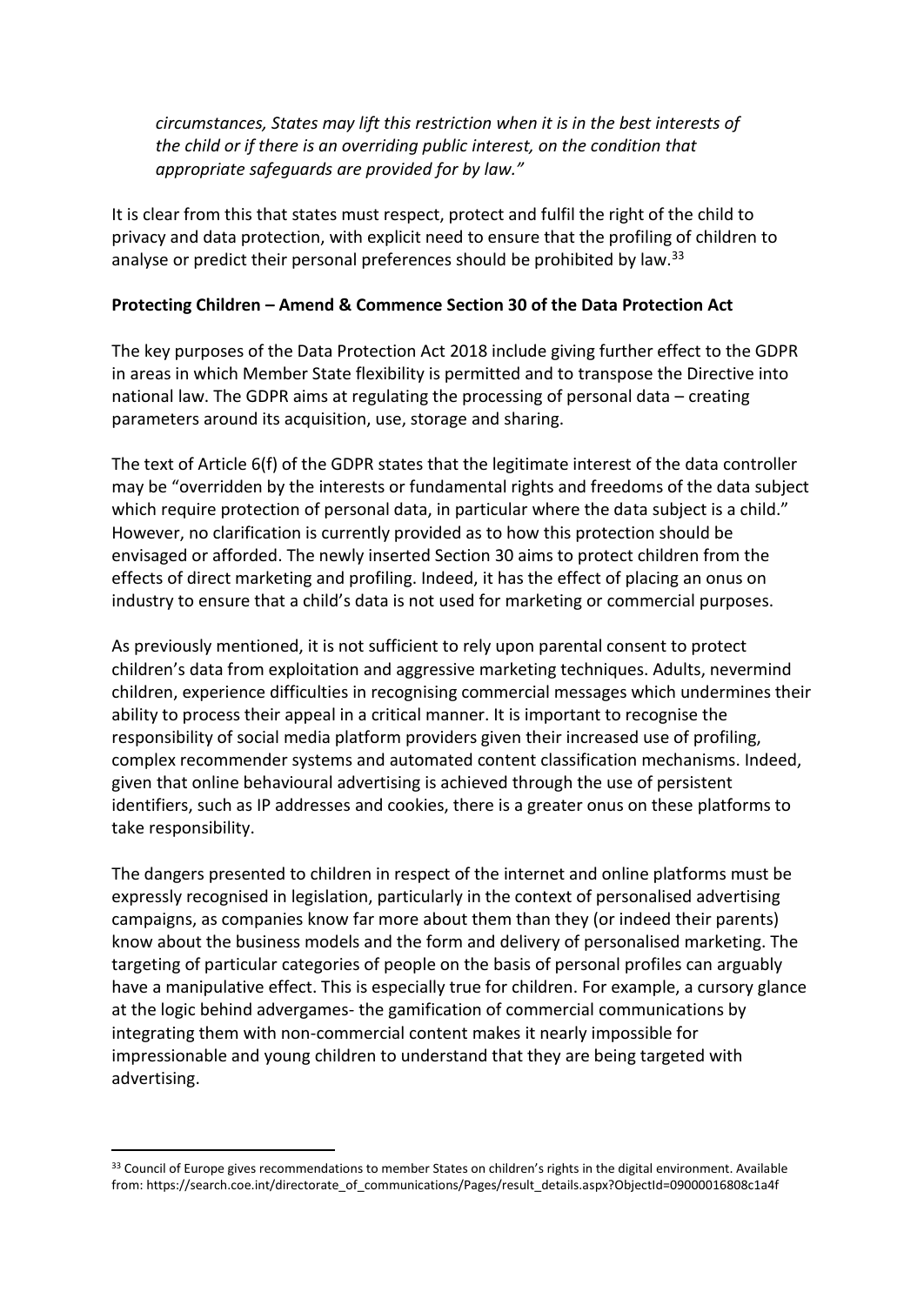*circumstances, States may lift this restriction when it is in the best interests of the child or if there is an overriding public interest, on the condition that appropriate safeguards are provided for by law."*

It is clear from this that states must respect, protect and fulfil the right of the child to privacy and data protection, with explicit need to ensure that the profiling of children to analyse or predict their personal preferences should be prohibited by law.[33]

**Protecting Children – Amend & Commence Section 30 of the Data Protection Act**

The key purposes of the Data Protection Act 2018 include giving further effect to the GDPR in areas in which Member State flexibility is permitted and to transpose the Directive into national law. The GDPR aims at regulating the processing of personal data – creating parameters around its acquisition, use, storage and sharing.

The text of Article 6(f) of the GDPR states that the legitimate interest of the data controller may be "overridden by the interests or fundamental rights and freedoms of the data subject which require protection of personal data, in particular where the data subject is a child." However, no clarification is currently provided as to how this protection should be envisaged or afforded. The newly inserted Section 30 aims to protect children from the effects of direct marketing and profiling. Indeed, it has the effect of placing an onus on industry to ensure that a child's data is not used for marketing or commercial purposes.

As previously mentioned, it is not sufficient to rely upon parental consent to protect children's data from exploitation and aggressive marketing techniques. Adults, nevermind children, experience difficulties in recognising commercial messages which undermines their ability to process their appeal in a critical manner. It is important to recognise the responsibility of social media platform providers given their increased use of profiling, complex recommender systems and automated content classification mechanisms. Indeed, given that online behavioural advertising is achieved through the use of persistent identifiers, such as IP addresses and cookies, there is a greater onus on these platforms to take responsibility.

The dangers presented to children in respect of the internet and online platforms must be expressly recognised in legislation, particularly in the context of personalised advertising campaigns, as companies know far more about them than they (or indeed their parents) know about the business models and the form and delivery of personalised marketing. The targeting of particular categories of people on the basis of personal profiles can arguably have a manipulative effect. This is especially true for children. For example, a cursory glance at the logic behind advergames- the gamification of commercial communications by integrating them with non-commercial content makes it nearly impossible for impressionable and young children to understand that they are being targeted with advertising.

---

[33] Council of Europe gives recommendations to member States on children's rights in the digital environment. Available from: https://search.coe.int/directorate_of_communications/Pages/result_details.aspx?ObjectId=09000016808c1a4f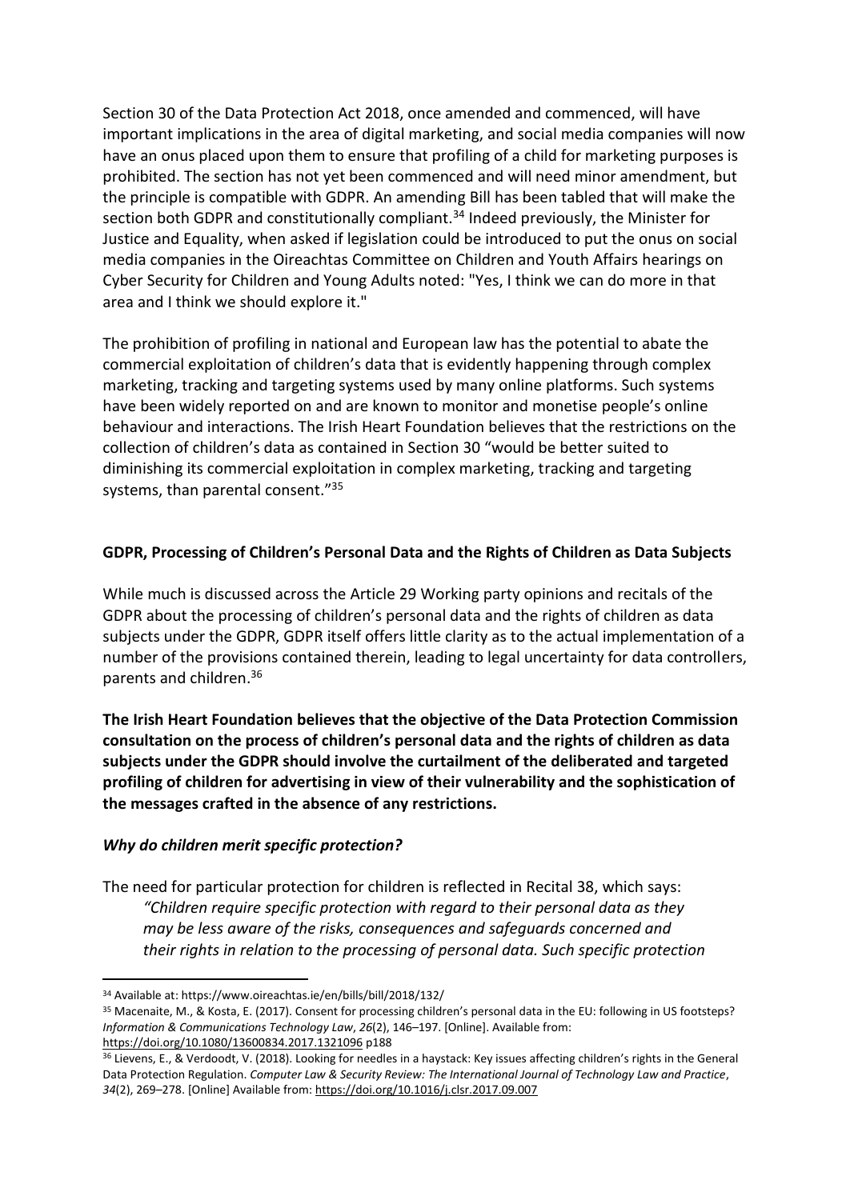Section 30 of the Data Protection Act 2018, once amended and commenced, will have important implications in the area of digital marketing, and social media companies will now have an onus placed upon them to ensure that profiling of a child for marketing purposes is prohibited. The section has not yet been commenced and will need minor amendment, but the principle is compatible with GDPR. An amending Bill has been tabled that will make the section both GDPR and constitutionally compliant.[34] Indeed previously, the Minister for Justice and Equality, when asked if legislation could be introduced to put the onus on social media companies in the Oireachtas Committee on Children and Youth Affairs hearings on Cyber Security for Children and Young Adults noted: "Yes, I think we can do more in that area and I think we should explore it."

The prohibition of profiling in national and European law has the potential to abate the commercial exploitation of children's data that is evidently happening through complex marketing, tracking and targeting systems used by many online platforms. Such systems have been widely reported on and are known to monitor and monetise people's online behaviour and interactions. The Irish Heart Foundation believes that the restrictions on the collection of children's data as contained in Section 30 "would be better suited to diminishing its commercial exploitation in complex marketing, tracking and targeting systems, than parental consent."[35]

**GDPR, Processing of Children's Personal Data and the Rights of Children as Data Subjects**

While much is discussed across the Article 29 Working party opinions and recitals of the GDPR about the processing of children's personal data and the rights of children as data subjects under the GDPR, GDPR itself offers little clarity as to the actual implementation of a number of the provisions contained therein, leading to legal uncertainty for data controllers, parents and children.[36]

**The Irish Heart Foundation believes that the objective of the Data Protection Commission consultation on the process of children's personal data and the rights of children as data subjects under the GDPR should involve the curtailment of the deliberated and targeted profiling of children for advertising in view of their vulnerability and the sophistication of the messages crafted in the absence of any restrictions.**

***Why do children merit specific protection?***

The need for particular protection for children is reflected in Recital 38, which says:

> *"Children require specific protection with regard to their personal data as they may be less aware of the risks, consequences and safeguards concerned and their rights in relation to the processing of personal data. Such specific protection*

---

[34] Available at: https://www.oireachtas.ie/en/bills/bill/2018/132/

[35] Macenaite, M., & Kosta, E. (2017). Consent for processing children's personal data in the EU: following in US footsteps? *Information & Communications Technology Law*, *26*(2), 146–197. [Online]. Available from: https://doi.org/10.1080/13600834.2017.1321096 p188

[36] Lievens, E., & Verdoodt, V. (2018). Looking for needles in a haystack: Key issues affecting children's rights in the General Data Protection Regulation. *Computer Law & Security Review: The International Journal of Technology Law and Practice*, *34*(2), 269–278. [Online] Available from: https://doi.org/10.1016/j.clsr.2017.09.007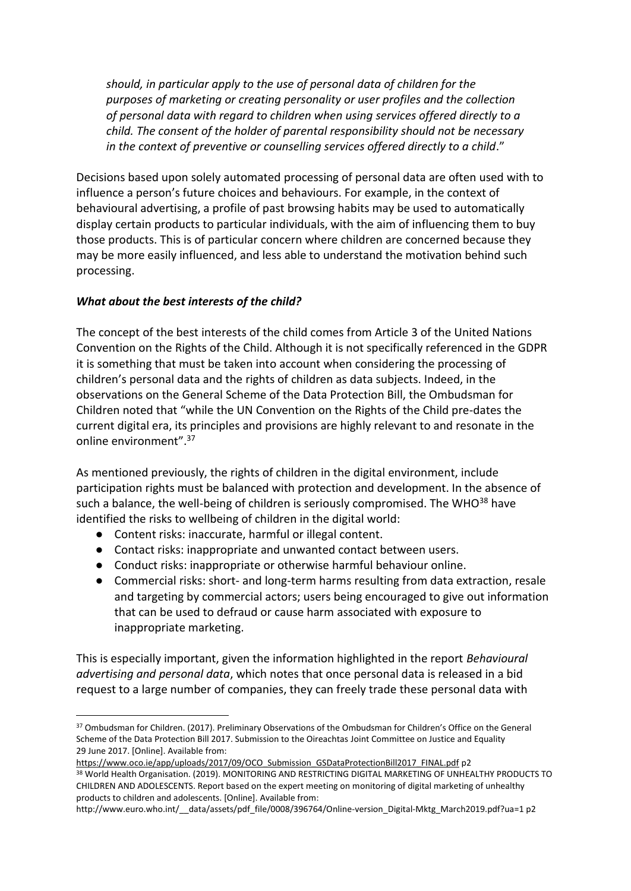*should, in particular apply to the use of personal data of children for the purposes of marketing or creating personality or user profiles and the collection of personal data with regard to children when using services offered directly to a child. The consent of the holder of parental responsibility should not be necessary in the context of preventive or counselling services offered directly to a child*."

Decisions based upon solely automated processing of personal data are often used with to influence a person's future choices and behaviours. For example, in the context of behavioural advertising, a profile of past browsing habits may be used to automatically display certain products to particular individuals, with the aim of influencing them to buy those products. This is of particular concern where children are concerned because they may be more easily influenced, and less able to understand the motivation behind such processing.

***What about the best interests of the child?***

The concept of the best interests of the child comes from Article 3 of the United Nations Convention on the Rights of the Child. Although it is not specifically referenced in the GDPR it is something that must be taken into account when considering the processing of children's personal data and the rights of children as data subjects. Indeed, in the observations on the General Scheme of the Data Protection Bill, the Ombudsman for Children noted that "while the UN Convention on the Rights of the Child pre-dates the current digital era, its principles and provisions are highly relevant to and resonate in the online environment".[37]

As mentioned previously, the rights of children in the digital environment, include participation rights must be balanced with protection and development. In the absence of such a balance, the well-being of children is seriously compromised. The WHO[38] have identified the risks to wellbeing of children in the digital world:

- Content risks: inaccurate, harmful or illegal content.
- Contact risks: inappropriate and unwanted contact between users.
- Conduct risks: inappropriate or otherwise harmful behaviour online.
- Commercial risks: short- and long-term harms resulting from data extraction, resale and targeting by commercial actors; users being encouraged to give out information that can be used to defraud or cause harm associated with exposure to inappropriate marketing.

This is especially important, given the information highlighted in the report *Behavioural advertising and personal data*, which notes that once personal data is released in a bid request to a large number of companies, they can freely trade these personal data with

---

[37] Ombudsman for Children. (2017). Preliminary Observations of the Ombudsman for Children's Office on the General Scheme of the Data Protection Bill 2017. Submission to the Oireachtas Joint Committee on Justice and Equality 29 June 2017. [Online]. Available from: https://www.oco.ie/app/uploads/2017/09/OCO_Submission_GSDataProtectionBill2017_FINAL.pdf p2

[38] World Health Organisation. (2019). MONITORING AND RESTRICTING DIGITAL MARKETING OF UNHEALTHY PRODUCTS TO CHILDREN AND ADOLESCENTS. Report based on the expert meeting on monitoring of digital marketing of unhealthy products to children and adolescents. [Online]. Available from: http://www.euro.who.int/__data/assets/pdf_file/0008/396764/Online-version_Digital-Mktg_March2019.pdf?ua=1 p2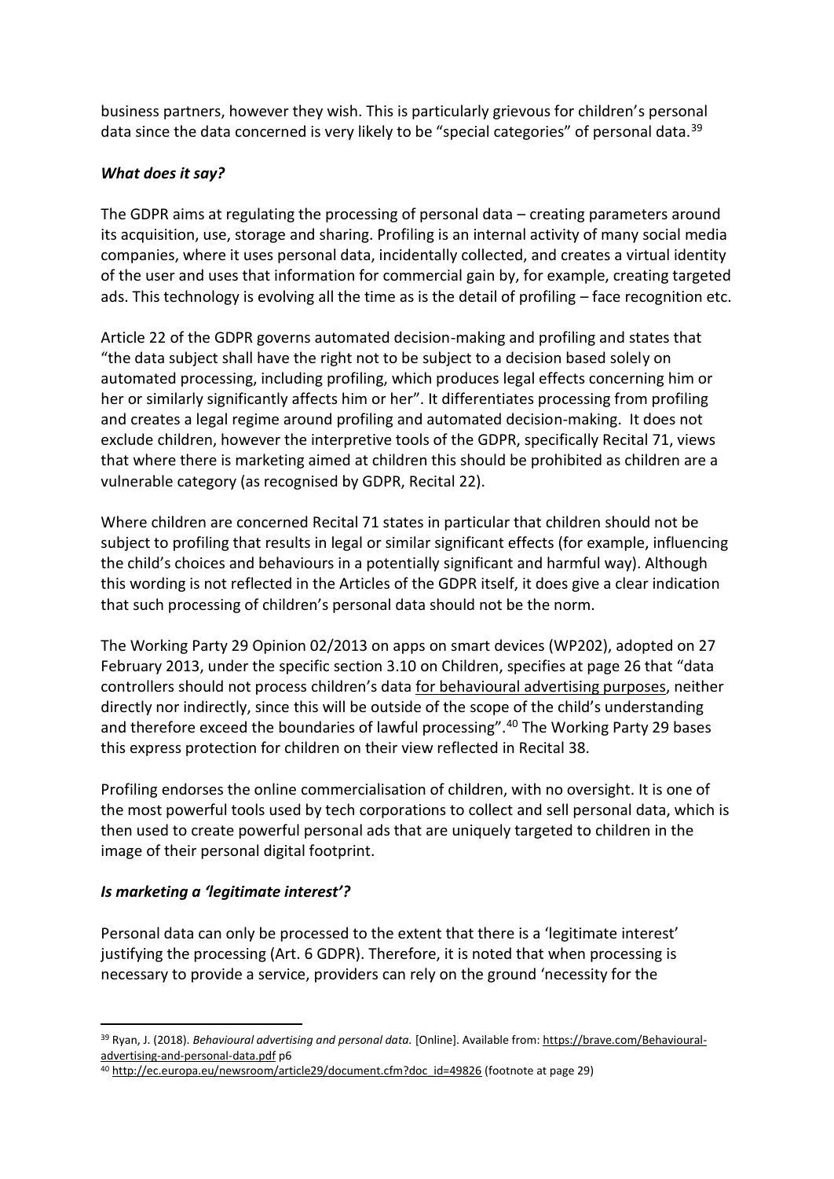business partners, however they wish. This is particularly grievous for children's personal data since the data concerned is very likely to be "special categories" of personal data.[39]

***What does it say?***

The GDPR aims at regulating the processing of personal data – creating parameters around its acquisition, use, storage and sharing. Profiling is an internal activity of many social media companies, where it uses personal data, incidentally collected, and creates a virtual identity of the user and uses that information for commercial gain by, for example, creating targeted ads. This technology is evolving all the time as is the detail of profiling – face recognition etc.

Article 22 of the GDPR governs automated decision-making and profiling and states that "the data subject shall have the right not to be subject to a decision based solely on automated processing, including profiling, which produces legal effects concerning him or her or similarly significantly affects him or her". It differentiates processing from profiling and creates a legal regime around profiling and automated decision-making. It does not exclude children, however the interpretive tools of the GDPR, specifically Recital 71, views that where there is marketing aimed at children this should be prohibited as children are a vulnerable category (as recognised by GDPR, Recital 22).

Where children are concerned Recital 71 states in particular that children should not be subject to profiling that results in legal or similar significant effects (for example, influencing the child's choices and behaviours in a potentially significant and harmful way). Although this wording is not reflected in the Articles of the GDPR itself, it does give a clear indication that such processing of children's personal data should not be the norm.

The Working Party 29 Opinion 02/2013 on apps on smart devices (WP202), adopted on 27 February 2013, under the specific section 3.10 on Children, specifies at page 26 that "data controllers should not process children's data for behavioural advertising purposes, neither directly nor indirectly, since this will be outside of the scope of the child's understanding and therefore exceed the boundaries of lawful processing".[40] The Working Party 29 bases this express protection for children on their view reflected in Recital 38.

Profiling endorses the online commercialisation of children, with no oversight. It is one of the most powerful tools used by tech corporations to collect and sell personal data, which is then used to create powerful personal ads that are uniquely targeted to children in the image of their personal digital footprint.

***Is marketing a 'legitimate interest'?***

Personal data can only be processed to the extent that there is a 'legitimate interest' justifying the processing (Art. 6 GDPR). Therefore, it is noted that when processing is necessary to provide a service, providers can rely on the ground 'necessity for the

---

[39] Ryan, J. (2018). *Behavioural advertising and personal data.* [Online]. Available from: https://brave.com/Behavioural-advertising-and-personal-data.pdf p6

[40] http://ec.europa.eu/newsroom/article29/document.cfm?doc_id=49826 (footnote at page 29)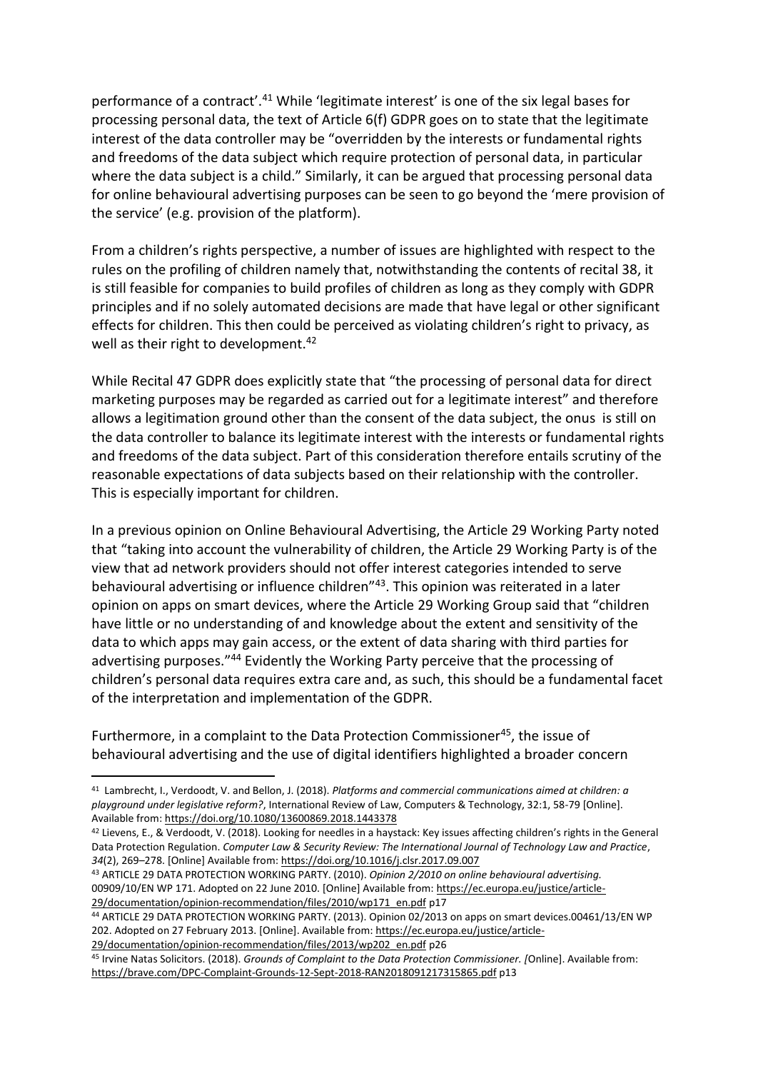performance of a contract'.[41] While 'legitimate interest' is one of the six legal bases for processing personal data, the text of Article 6(f) GDPR goes on to state that the legitimate interest of the data controller may be "overridden by the interests or fundamental rights and freedoms of the data subject which require protection of personal data, in particular where the data subject is a child." Similarly, it can be argued that processing personal data for online behavioural advertising purposes can be seen to go beyond the 'mere provision of the service' (e.g. provision of the platform).

From a children's rights perspective, a number of issues are highlighted with respect to the rules on the profiling of children namely that, notwithstanding the contents of recital 38, it is still feasible for companies to build profiles of children as long as they comply with GDPR principles and if no solely automated decisions are made that have legal or other significant effects for children. This then could be perceived as violating children's right to privacy, as well as their right to development.[42]

While Recital 47 GDPR does explicitly state that "the processing of personal data for direct marketing purposes may be regarded as carried out for a legitimate interest" and therefore allows a legitimation ground other than the consent of the data subject, the onus is still on the data controller to balance its legitimate interest with the interests or fundamental rights and freedoms of the data subject. Part of this consideration therefore entails scrutiny of the reasonable expectations of data subjects based on their relationship with the controller. This is especially important for children.

In a previous opinion on Online Behavioural Advertising, the Article 29 Working Party noted that "taking into account the vulnerability of children, the Article 29 Working Party is of the view that ad network providers should not offer interest categories intended to serve behavioural advertising or influence children"[43]. This opinion was reiterated in a later opinion on apps on smart devices, where the Article 29 Working Group said that "children have little or no understanding of and knowledge about the extent and sensitivity of the data to which apps may gain access, or the extent of data sharing with third parties for advertising purposes."[44] Evidently the Working Party perceive that the processing of children's personal data requires extra care and, as such, this should be a fundamental facet of the interpretation and implementation of the GDPR.

Furthermore, in a complaint to the Data Protection Commissioner[45], the issue of behavioural advertising and the use of digital identifiers highlighted a broader concern

---

[41] Lambrecht, I., Verdoodt, V. and Bellon, J. (2018). *Platforms and commercial communications aimed at children: a playground under legislative reform?*, International Review of Law, Computers & Technology, 32:1, 58-79 [Online]. Available from: https://doi.org/10.1080/13600869.2018.1443378

[42] Lievens, E., & Verdoodt, V. (2018). Looking for needles in a haystack: Key issues affecting children's rights in the General Data Protection Regulation. *Computer Law & Security Review: The International Journal of Technology Law and Practice*, *34*(2), 269–278. [Online] Available from: https://doi.org/10.1016/j.clsr.2017.09.007

[43] ARTICLE 29 DATA PROTECTION WORKING PARTY. (2010). *Opinion 2/2010 on online behavioural advertising.* 00909/10/EN WP 171. Adopted on 22 June 2010. [Online] Available from: https://ec.europa.eu/justice/article-29/documentation/opinion-recommendation/files/2010/wp171_en.pdf p17

[44] ARTICLE 29 DATA PROTECTION WORKING PARTY. (2013). Opinion 02/2013 on apps on smart devices.00461/13/EN WP 202. Adopted on 27 February 2013. [Online]. Available from: https://ec.europa.eu/justice/article-29/documentation/opinion-recommendation/files/2013/wp202_en.pdf p26

[45] Irvine Natas Solicitors. (2018). *Grounds of Complaint to the Data Protection Commissioner. [*Online]. Available from: https://brave.com/DPC-Complaint-Grounds-12-Sept-2018-RAN2018091217315865.pdf p13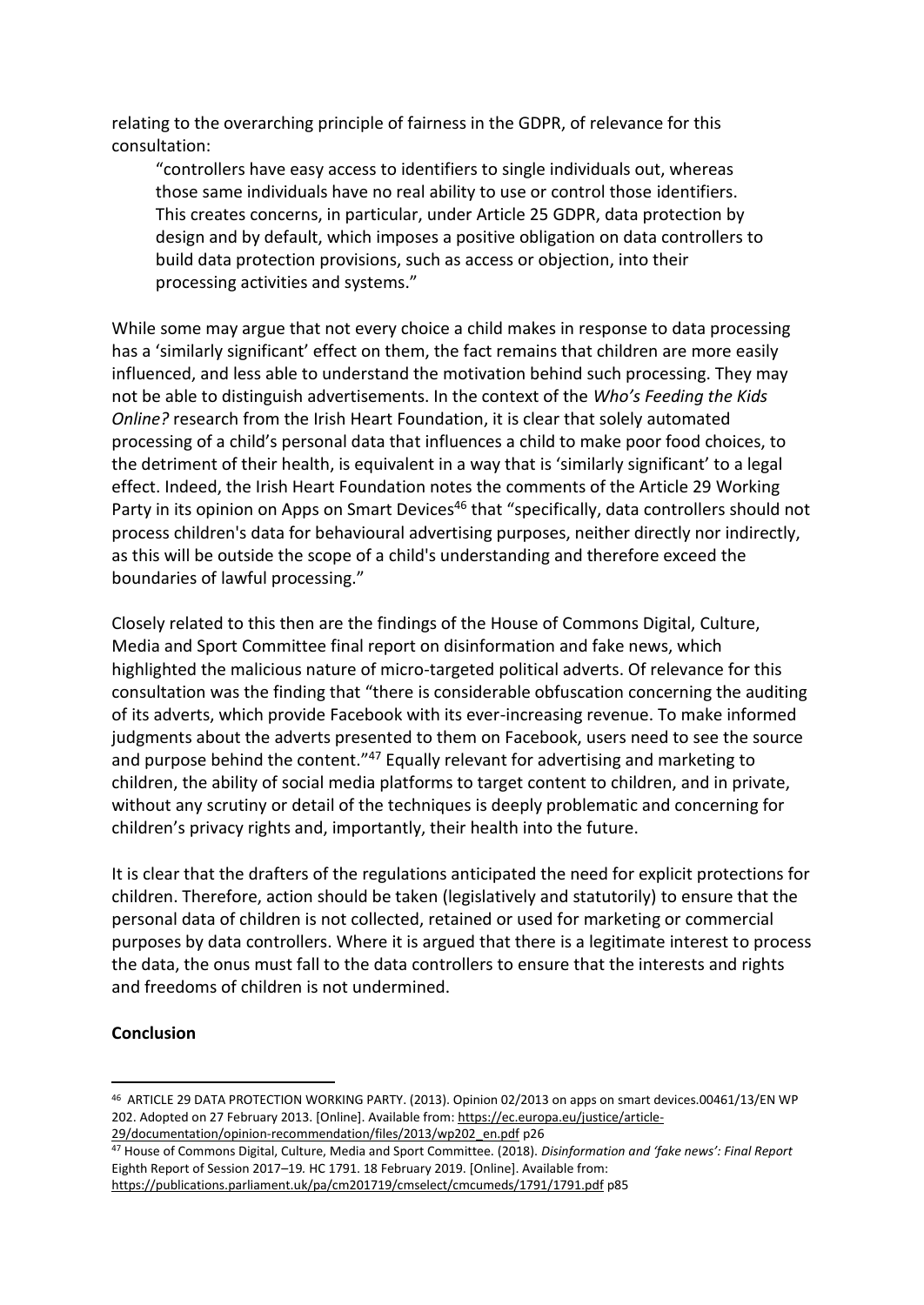relating to the overarching principle of fairness in the GDPR, of relevance for this consultation:

> "controllers have easy access to identifiers to single individuals out, whereas those same individuals have no real ability to use or control those identifiers. This creates concerns, in particular, under Article 25 GDPR, data protection by design and by default, which imposes a positive obligation on data controllers to build data protection provisions, such as access or objection, into their processing activities and systems."

While some may argue that not every choice a child makes in response to data processing has a 'similarly significant' effect on them, the fact remains that children are more easily influenced, and less able to understand the motivation behind such processing. They may not be able to distinguish advertisements. In the context of the *Who's Feeding the Kids Online?* research from the Irish Heart Foundation, it is clear that solely automated processing of a child's personal data that influences a child to make poor food choices, to the detriment of their health, is equivalent in a way that is 'similarly significant' to a legal effect. Indeed, the Irish Heart Foundation notes the comments of the Article 29 Working Party in its opinion on Apps on Smart Devices[46] that "specifically, data controllers should not process children's data for behavioural advertising purposes, neither directly nor indirectly, as this will be outside the scope of a child's understanding and therefore exceed the boundaries of lawful processing."

Closely related to this then are the findings of the House of Commons Digital, Culture, Media and Sport Committee final report on disinformation and fake news, which highlighted the malicious nature of micro-targeted political adverts. Of relevance for this consultation was the finding that "there is considerable obfuscation concerning the auditing of its adverts, which provide Facebook with its ever-increasing revenue. To make informed judgments about the adverts presented to them on Facebook, users need to see the source and purpose behind the content."[47] Equally relevant for advertising and marketing to children, the ability of social media platforms to target content to children, and in private, without any scrutiny or detail of the techniques is deeply problematic and concerning for children's privacy rights and, importantly, their health into the future.

It is clear that the drafters of the regulations anticipated the need for explicit protections for children. Therefore, action should be taken (legislatively and statutorily) to ensure that the personal data of children is not collected, retained or used for marketing or commercial purposes by data controllers. Where it is argued that there is a legitimate interest to process the data, the onus must fall to the data controllers to ensure that the interests and rights and freedoms of children is not undermined.

**Conclusion**

---

[46] ARTICLE 29 DATA PROTECTION WORKING PARTY. (2013). Opinion 02/2013 on apps on smart devices.00461/13/EN WP 202. Adopted on 27 February 2013. [Online]. Available from: https://ec.europa.eu/justice/article-29/documentation/opinion-recommendation/files/2013/wp202_en.pdf p26

[47] House of Commons Digital, Culture, Media and Sport Committee. (2018). *Disinformation and 'fake news': Final Report* Eighth Report of Session 2017–19. HC 1791. 18 February 2019. [Online]. Available from: https://publications.parliament.uk/pa/cm201719/cmselect/cmcumeds/1791/1791.pdf p85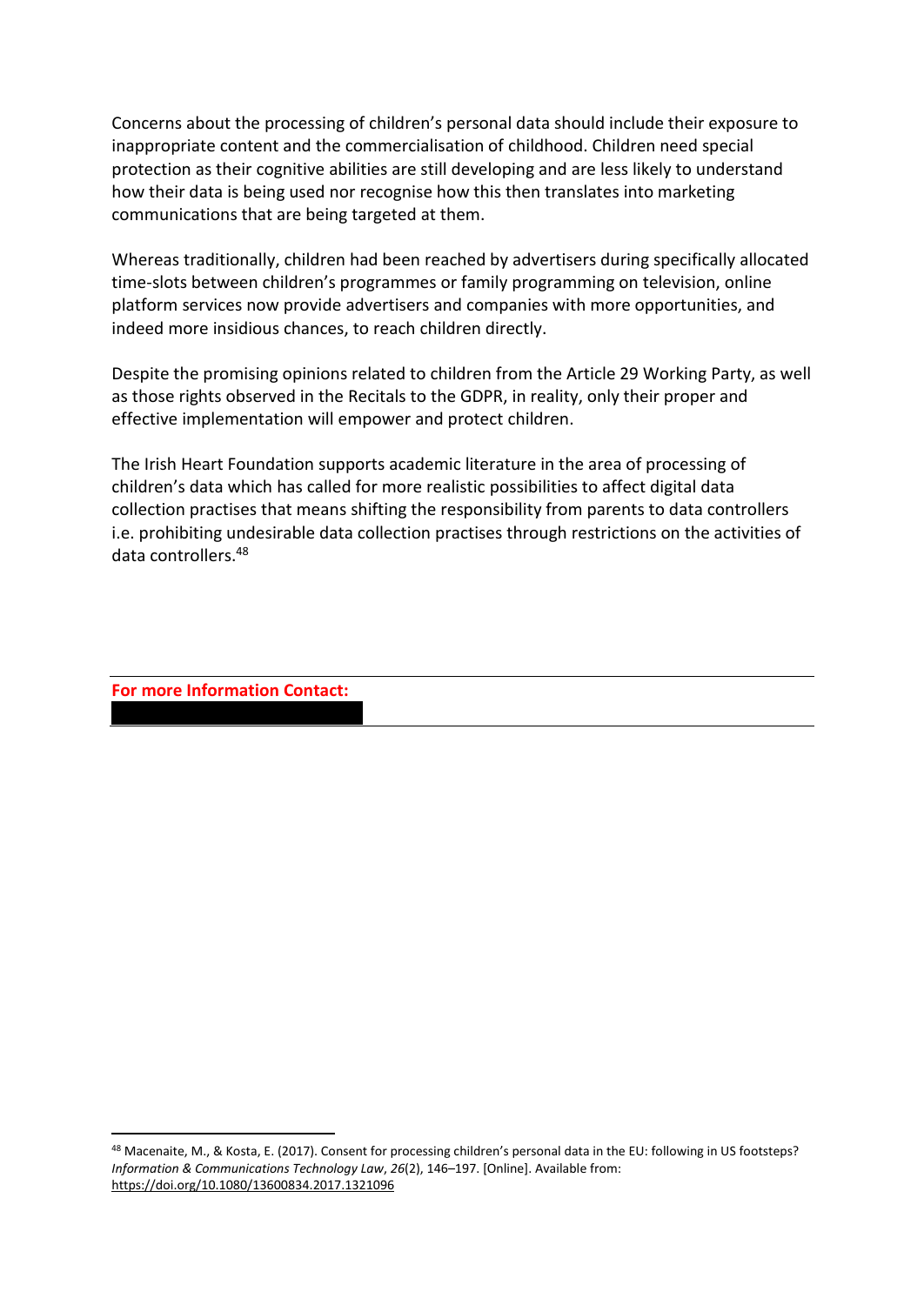Concerns about the processing of children's personal data should include their exposure to inappropriate content and the commercialisation of childhood. Children need special protection as their cognitive abilities are still developing and are less likely to understand how their data is being used nor recognise how this then translates into marketing communications that are being targeted at them.

Whereas traditionally, children had been reached by advertisers during specifically allocated time-slots between children's programmes or family programming on television, online platform services now provide advertisers and companies with more opportunities, and indeed more insidious chances, to reach children directly.

Despite the promising opinions related to children from the Article 29 Working Party, as well as those rights observed in the Recitals to the GDPR, in reality, only their proper and effective implementation will empower and protect children.

The Irish Heart Foundation supports academic literature in the area of processing of children's data which has called for more realistic possibilities to affect digital data collection practises that means shifting the responsibility from parents to data controllers i.e. prohibiting undesirable data collection practises through restrictions on the activities of data controllers.[48]

---

**For more Information Contact:**

---

[48] Macenaite, M., & Kosta, E. (2017). Consent for processing children's personal data in the EU: following in US footsteps? *Information & Communications Technology Law*, *26*(2), 146–197. [Online]. Available from: https://doi.org/10.1080/13600834.2017.1321096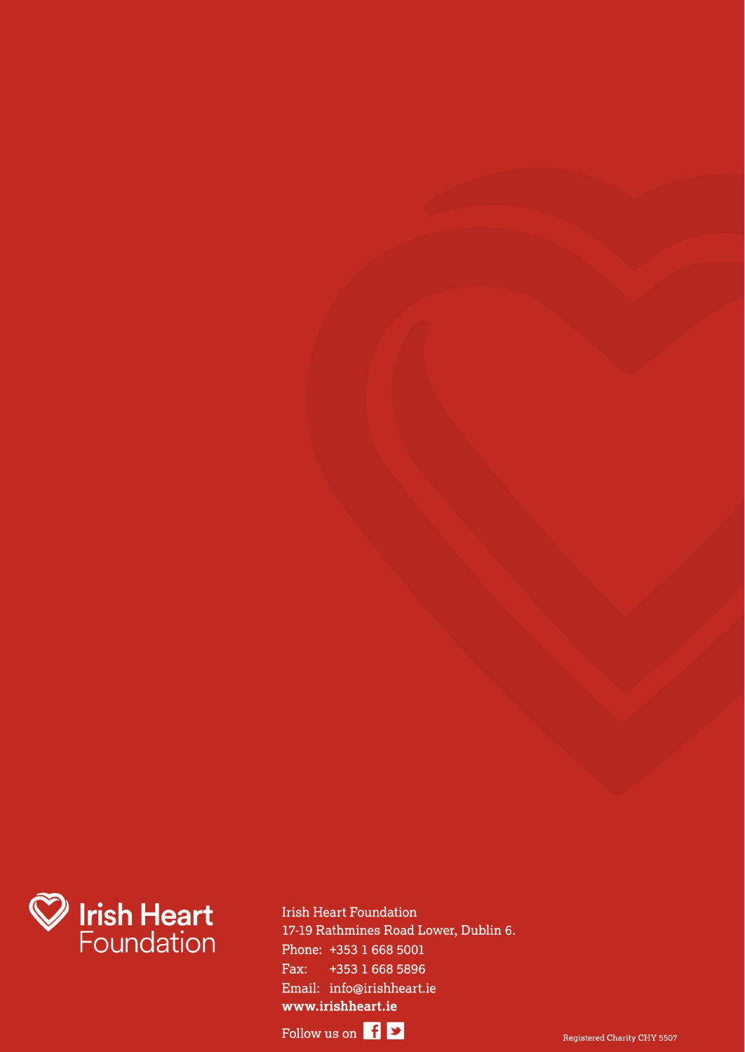Irish Heart Foundation

Irish Heart Foundation
17-19 Rathmines Road Lower, Dublin 6.
Phone: +353 1 668 5001
Fax: +353 1 668 5896
Email: info@irishheart.ie
**www.irishheart.ie**

Follow us on

Registered Charity CHY 5507